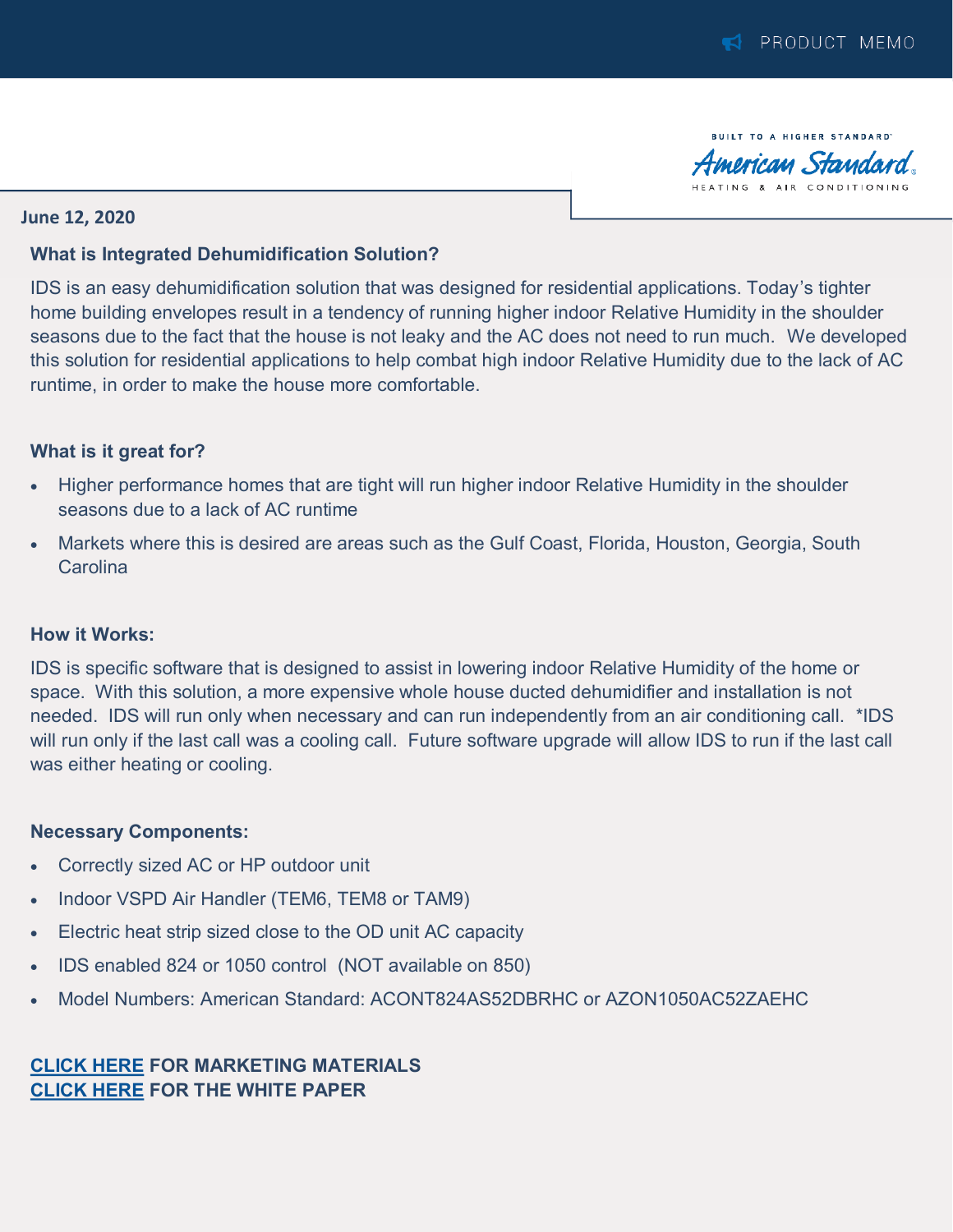PRODUCT MEMO

BUILT TO A HIGHER STANDARD™

American Standard

HEATING & AIR CONDITIONING

**June 12, 2020**

### What is Integrated Dehumidification Solution?

IDS is an easy dehumidification solution that was designed for residential applications. Today's tighter home building envelopes result in a tendency of running higher indoor Relative Humidity in the shoulder seasons due to the fact that the house is not leaky and the AC does not need to run much. We developed this solution for residential applications to help combat high indoor Relative Humidity due to the lack of AC runtime, in order to make the house more comfortable.

### What is it great for?

- Higher performance homes that are tight will run higher indoor Relative Humidity in the shoulder seasons due to a lack of AC runtime
- Markets where this is desired are areas such as the Gulf Coast, Florida, Houston, Georgia, South Carolina

### How it Works:

IDS is specific software that is designed to assist in lowering indoor Relative Humidity of the home or space. With this solution, a more expensive whole house ducted dehumidifier and installation is not needed. IDS will run only when necessary and can run independently from an air conditioning call. *IDS will run only if the last call was a cooling call. Future software upgrade will allow IDS to run if the last call was either heating or cooling.

### Necessary Components:

- Correctly sized AC or HP outdoor unit
- Indoor VSPD Air Handler (TEM6, TEM8 or TAM9)
- Electric heat strip sized close to the OD unit AC capacity
- IDS enabled 824 or 1050 control (NOT available on 850)
- Model Numbers: American Standard: ACONT824AS52DBRHC or AZON1050AC52ZAEHC

**CLICK HERE FOR MARKETING MATERIALS**
**CLICK HERE FOR THE WHITE PAPER**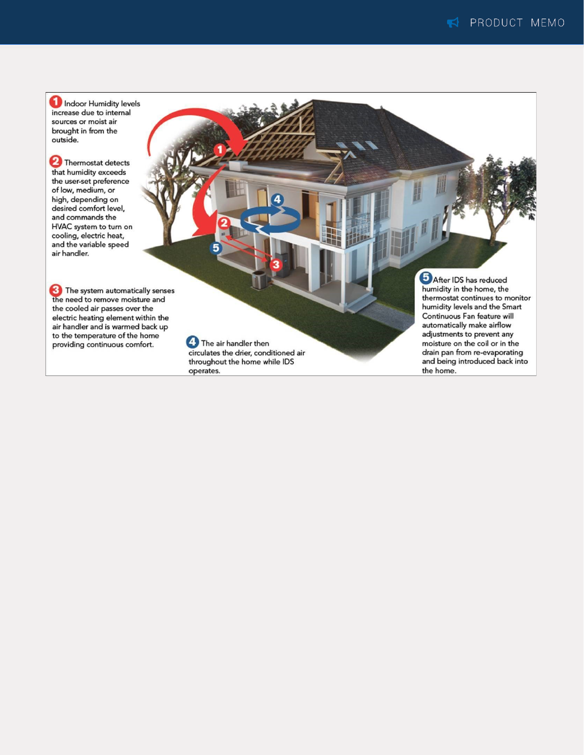1 Indoor Humidity levels increase due to internal sources or moist air brought in from the outside.

2 Thermostat detects that humidity exceeds the user-set preference of low, medium, or high, depending on desired comfort level, and commands the HVAC system to turn on cooling, electric heat, and the variable speed air handler.

3 The system automatically senses the need to remove moisture and the cooled air passes over the electric heating element within the air handler and is warmed back up to the temperature of the home providing continuous comfort.

4 The air handler then circulates the drier, conditioned air throughout the home while IDS operates.

5 After IDS has reduced humidity in the home, the thermostat continues to monitor humidity levels and the Smart Continuous Fan feature will automatically make airflow adjustments to prevent any moisture on the coil or in the drain pan from re-evaporating and being introduced back into the home.